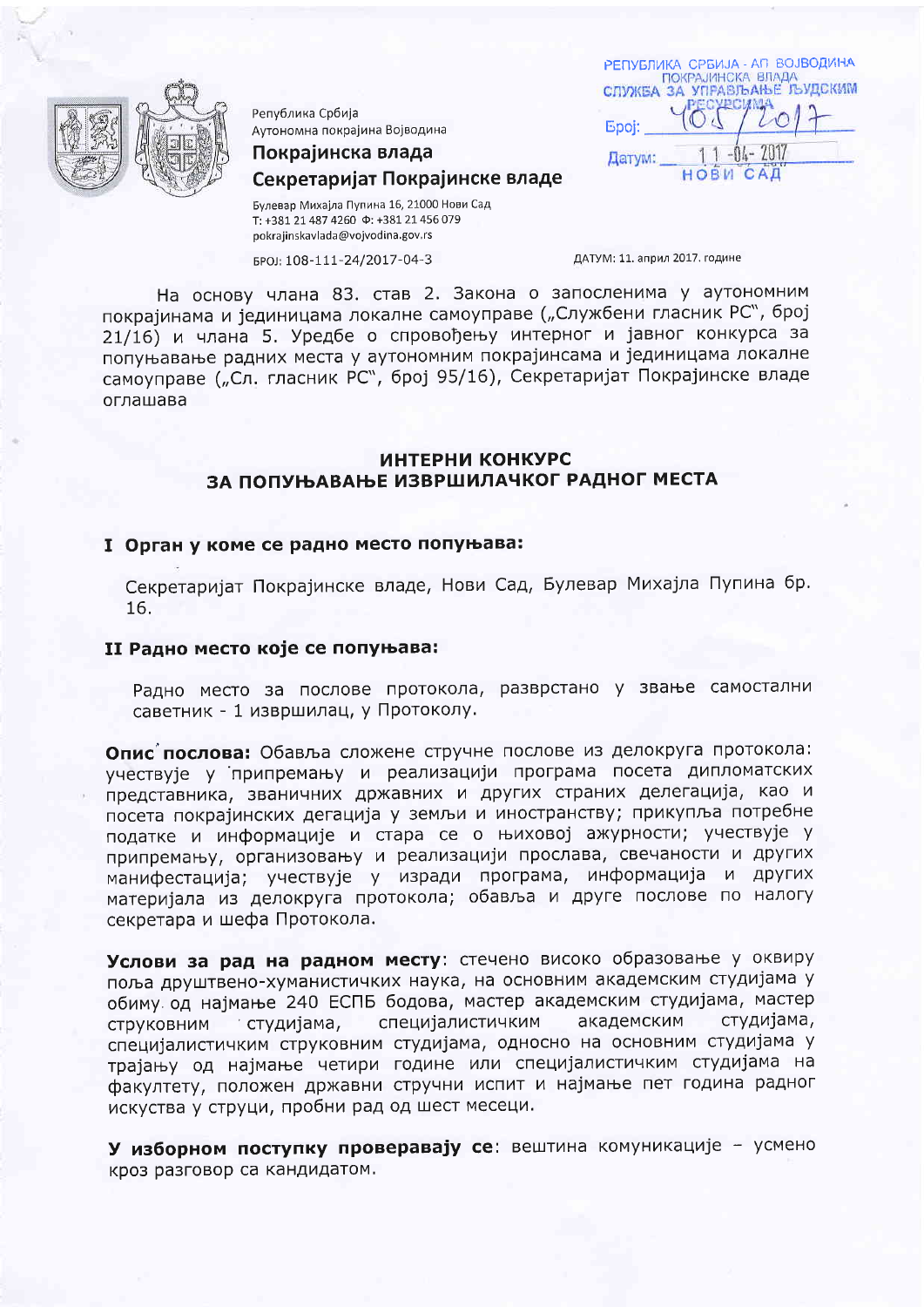Република Србија
Аутономна покрајина Војводина
**Покрајинска влада**
**Секретаријат Покрајинске владе**

Булевар Михајла Пупина 16, 21000 Нови Сад
Т: +381 21 487 4260 Ф: +381 21 456 079
pokrajinskavlada@vojvodina.gov.rs

РЕПУБЛИКА СРБИЈА - АП ВОЈВОДИНА
ПОКРАЈИНСКА ВЛАДА
СЛУЖБА ЗА УПРАВЉАЊЕ ЉУДСКИМ РЕСУРСИМА
Број: 405/2017
Датум: 11-04-2017
НОВИ САД

БРОЈ: 108-111-24/2017-04-3

ДАТУМ: 11. април 2017. године

На основу члана 83. став 2. Закона о запосленима у аутономним покрајинама и јединицама локалне самоуправе („Службени гласник РС", број 21/16) и члана 5. Уредбе о спровођењу интерног и јавног конкурса за попуњавање радних места у аутономним покрајинсама и јединицама локалне самоуправе („Сл. гласник РС", број 95/16), Секретаријат Покрајинске владе оглашава

## ИНТЕРНИ КОНКУРС
## ЗА ПОПУЊАВАЊЕ ИЗВРШИЛАЧКОГ РАДНОГ МЕСТА

### I Орган у коме се радно место попуњава:

Секретаријат Покрајинске владе, Нови Сад, Булевар Михајла Пупина бр. 16.

### II Радно место које се попуњава:

Радно место за послове протокола, разврстано у звање самостални саветник - 1 извршилац, у Протоколу.

**Опис послова:** Обавља сложене стручне послове из делокруга протокола: учествује у припремању и реализацији програма посета дипломатских представника, званичних државних и других страних делегација, као и посета покрајинских дегација у земљи и иностранству; прикупља потребне податке и информације и стара се о њиховој ажурности; учествује у припремању, организовању и реализацији прослава, свечаности и других манифестација; учествује у изради програма, информација и других материјала из делокруга протокола; обавља и друге послове по налогу секретара и шефа Протокола.

**Услови за рад на радном месту**: стечено високо образовање у оквиру поља друштвено-хуманистичких наука, на основним академским студијама у обиму од најмање 240 ЕСПБ бодова, мастер академским студијама, мастер струковним студијама, специјалистичким академским студијама, специјалистичким струковним студијама, односно на основним студијама у трајању од најмање четири године или специјалистичким студијама на факултету, положен државни стручни испит и најмање пет година радног искуства у струци, пробни рад од шест месеци.

**У изборном поступку проверавају се**: вештина комуникације – усмено кроз разговор са кандидатом.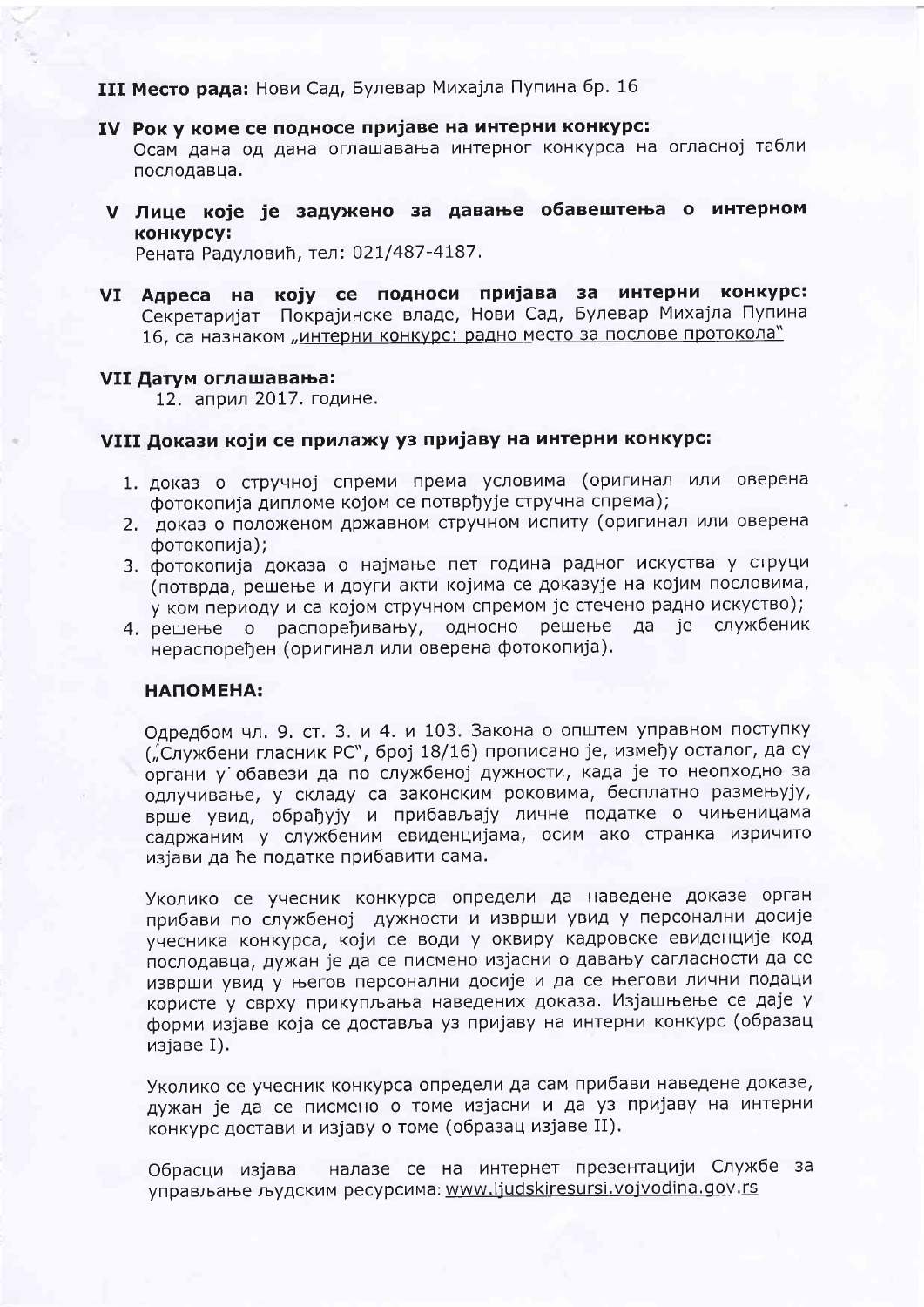**III Место рада:** Нови Сад, Булевар Михајла Пупина бр. 16

**IV Рок у коме се подносе пријаве на интерни конкурс:**
Осам дана од дана оглашавања интерног конкурса на огласној табли послодавца.

**V Лице које је задужено за давање обавештења о интерном конкурсу:**
Рената Радуловић, тел: 021/487-4187.

**VI Адреса на коју се подноси пријава за интерни конкурс:**
Секретаријат Покрајинске владе, Нови Сад, Булевар Михајла Пупина 16, са назнаком „интерни конкурс: радно место за послове протокола"

**VII Датум оглашавања:**
12. април 2017. године.

**VIII Докази који се прилажу уз пријаву на интерни конкурс:**

1. доказ о стручној спреми према условима (оригинал или оверена фотокопија дипломе којом се потврђује стручна спрема);
2. доказ о положеном државном стручном испиту (оригинал или оверена фотокопија);
3. фотокопија доказа о најмање пет година радног искуства у струци (потврда, решење и други акти којима се доказује на којим пословима, у ком периоду и са којом стручном спремом је стечено радно искуство);
4. решење о распоређивању, односно решење да је службеник нераспоређен (оригинал или оверена фотокопија).

**НАПОМЕНА:**

Одредбом чл. 9. ст. 3. и 4. и 103. Закона о општем управном поступку („Службени гласник РС", број 18/16) прописано је, између осталог, да су органи у обавези да по службеној дужности, када је то неопходно за одлучивање, у складу са законским роковима, бесплатно размењују, врше увид, обрађују и прибављају личне податке о чињеницама садржаним у службеним евиденцијама, осим ако странка изричито изјави да ће податке прибавити сама.

Уколико се учесник конкурса определи да наведене доказе орган прибави по службеној дужности и изврши увид у персонални досије учесника конкурса, који се води у оквиру кадровске евиденције код послодавца, дужан је да се писмено изјасни о давању сагласности да се изврши увид у његов персонални досије и да се његови лични подаци користе у сврху прикупљања наведених доказа. Изјашњење се даје у форми изјаве која се доставља уз пријаву на интерни конкурс (образац изјаве I).

Уколико се учесник конкурса определи да сам прибави наведене доказе, дужан је да се писмено о томе изјасни и да уз пријаву на интерни конкурс достави и изјаву о томе (образац изјаве II).

Обрасци изјава налазе се на интернет презентацији Службе за управљање људским ресурсима: www.ljudskiresursi.vojvodina.gov.rs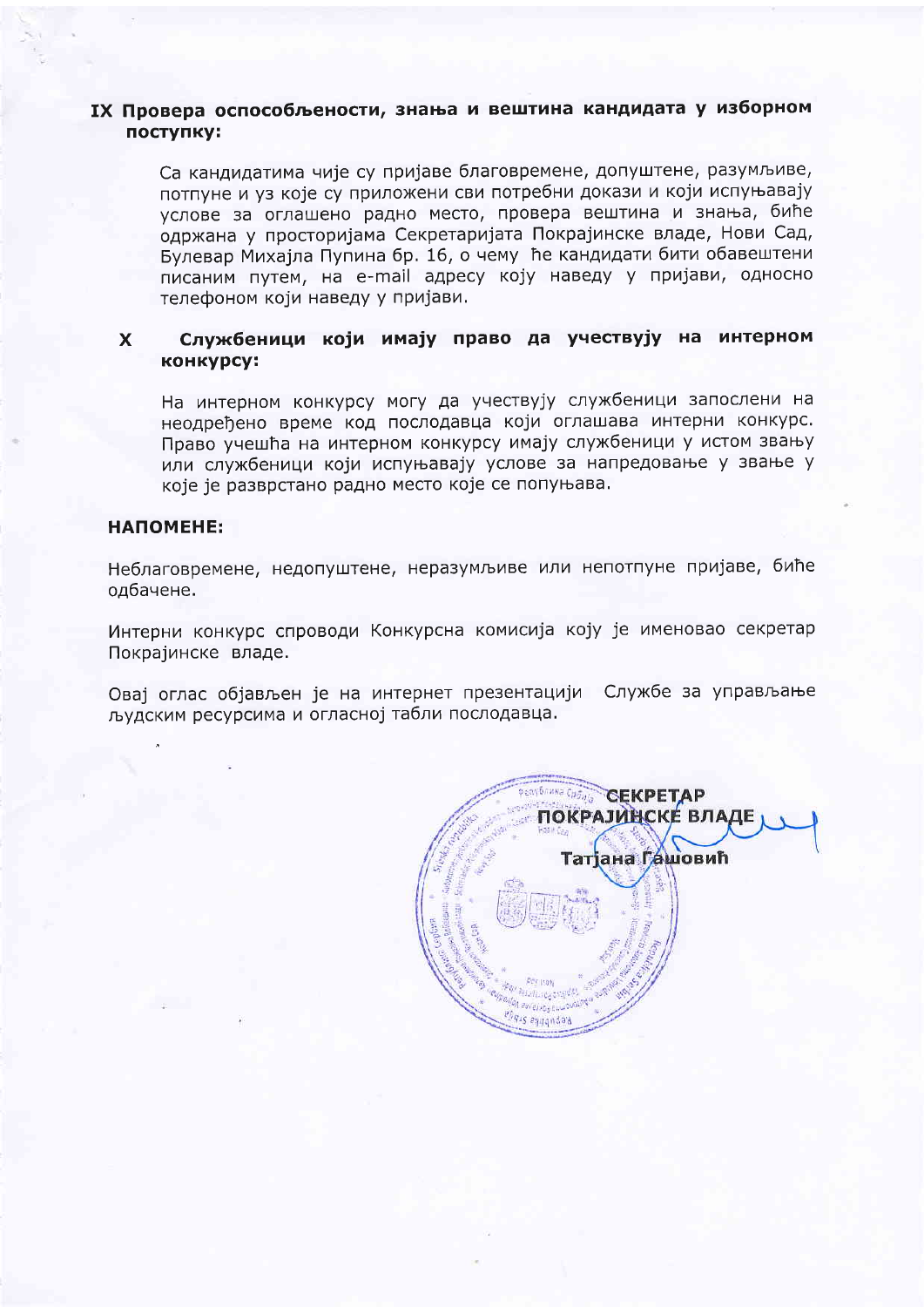## IX Провера оспособљености, знања и вештина кандидата у изборном поступку:

Са кандидатима чије су пријаве благовремене, допуштене, разумљиве, потпуне и уз које су приложени сви потребни докази и који испуњавају услове за оглашено радно место, провера вештина и знања, биће одржана у просторијама Секретаријата Покрајинске владе, Нови Сад, Булевар Михајла Пупина бр. 16, о чему ће кандидати бити обавештени писаним путем, на e-mail адресу коју наведу у пријави, односно телефоном који наведу у пријави.

## X Службеници који имају право да учествују на интерном конкурсу:

На интерном конкурсу могу да учествују службеници запослени на неодређено време код послодавца који оглашава интерни конкурс. Право учешћа на интерном конкурсу имају службеници у истом звању или службеници који испуњавају услове за напредовање у звање у које је разврстано радно место које се попуњава.

**НАПОМЕНЕ:**

Неблаговремене, недопуштене, неразумљиве или непотпуне пријаве, биће одбачене.

Интерни конкурс спроводи Конкурсна комисија коју је именовао секретар Покрајинске владе.

Овај оглас објављен је на интернет презентацији Службе за управљање људским ресурсима и огласној табли послодавца.

**СЕКРЕТАР ПОКРАЈИНСКЕ ВЛАДЕ**

**Татјана Гашовић**